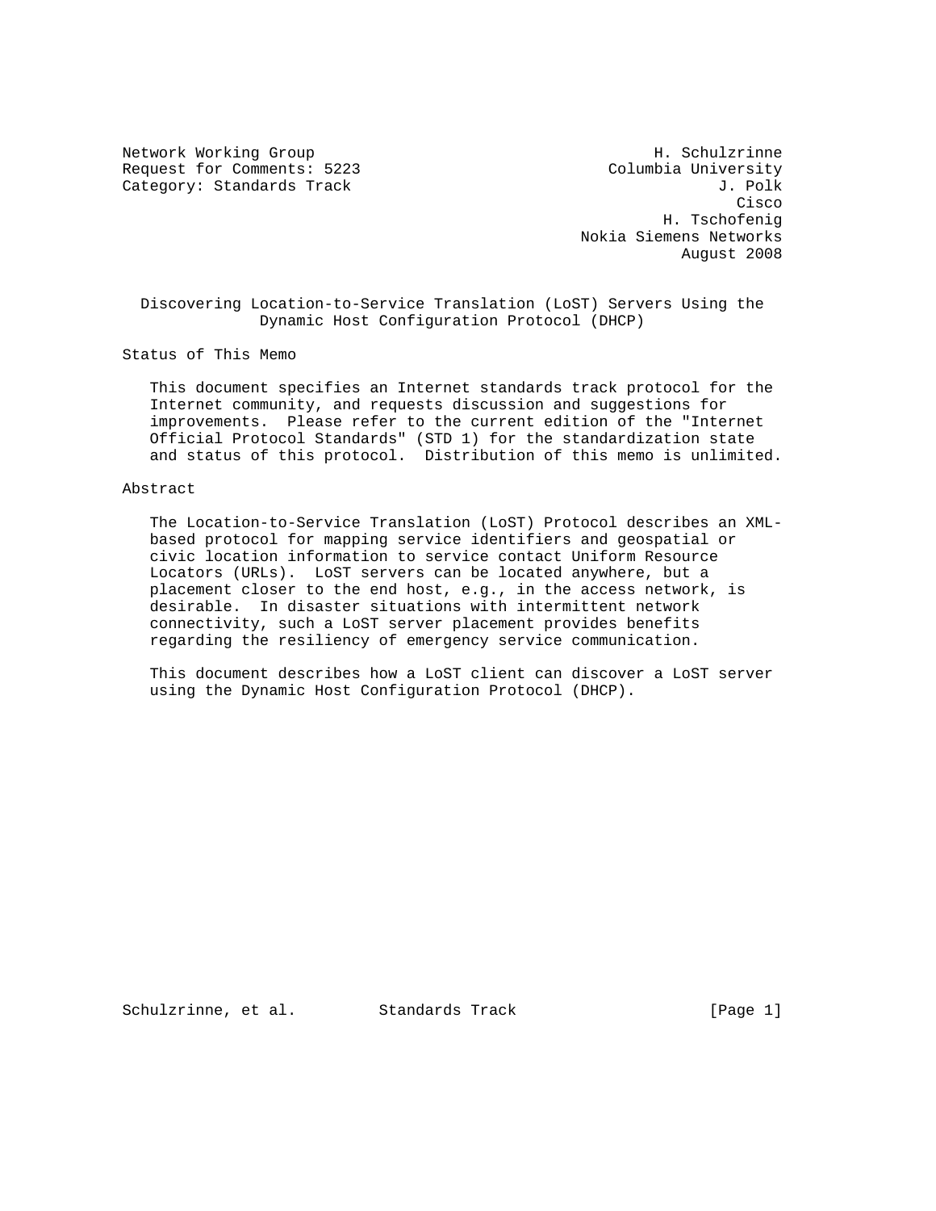Network Working Group H. Schulzrinne
Request for Comments: 5223 Columbia University
Category: Standards Track J. Polk
Cisco
H. Tschofenig
Nokia Siemens Networks
August 2008

# Discovering Location-to-Service Translation (LoST) Servers Using the Dynamic Host Configuration Protocol (DHCP)

## Status of This Memo

This document specifies an Internet standards track protocol for the Internet community, and requests discussion and suggestions for improvements. Please refer to the current edition of the "Internet Official Protocol Standards" (STD 1) for the standardization state and status of this protocol. Distribution of this memo is unlimited.

## Abstract

The Location-to-Service Translation (LoST) Protocol describes an XML-based protocol for mapping service identifiers and geospatial or civic location information to service contact Uniform Resource Locators (URLs). LoST servers can be located anywhere, but a placement closer to the end host, e.g., in the access network, is desirable. In disaster situations with intermittent network connectivity, such a LoST server placement provides benefits regarding the resiliency of emergency service communication.

This document describes how a LoST client can discover a LoST server using the Dynamic Host Configuration Protocol (DHCP).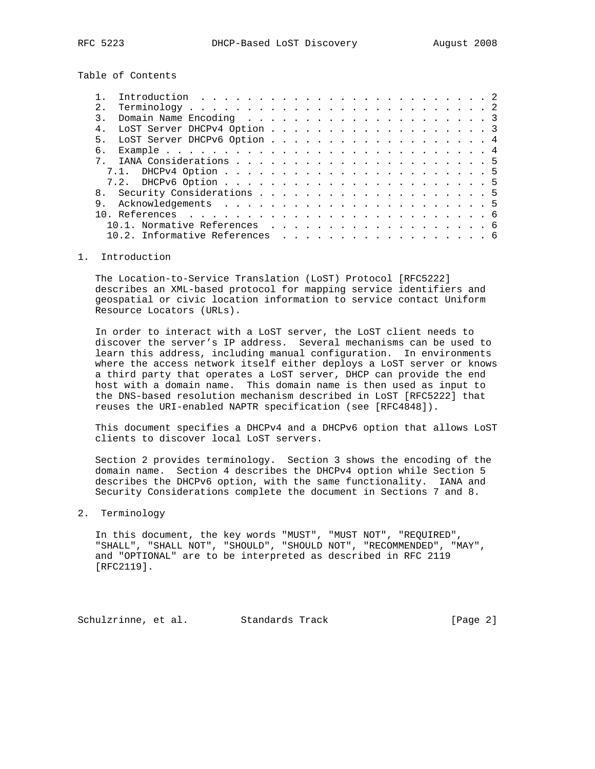Table of Contents

```
   1.  Introduction . . . . . . . . . . . . . . . . . . . . . . . . . 2
   2.  Terminology  . . . . . . . . . . . . . . . . . . . . . . . . . 2
   3.  Domain Name Encoding . . . . . . . . . . . . . . . . . . . . . 3
   4.  LoST Server DHCPv4 Option  . . . . . . . . . . . . . . . . . . 3
   5.  LoST Server DHCPv6 Option  . . . . . . . . . . . . . . . . . . 4
   6.  Example  . . . . . . . . . . . . . . . . . . . . . . . . . . . 4
   7.  IANA Considerations  . . . . . . . . . . . . . . . . . . . . . 5
     7.1.  DHCPv4 Option  . . . . . . . . . . . . . . . . . . . . . . 5
     7.2.  DHCPv6 Option  . . . . . . . . . . . . . . . . . . . . . . 5
   8.  Security Considerations  . . . . . . . . . . . . . . . . . . . 5
   9.  Acknowledgements . . . . . . . . . . . . . . . . . . . . . . . 5
   10. References . . . . . . . . . . . . . . . . . . . . . . . . . . 6
     10.1. Normative References . . . . . . . . . . . . . . . . . . . 6
     10.2. Informative References . . . . . . . . . . . . . . . . . . 6
```

## 1. Introduction

The Location-to-Service Translation (LoST) Protocol [RFC5222] describes an XML-based protocol for mapping service identifiers and geospatial or civic location information to service contact Uniform Resource Locators (URLs).

In order to interact with a LoST server, the LoST client needs to discover the server's IP address. Several mechanisms can be used to learn this address, including manual configuration. In environments where the access network itself either deploys a LoST server or knows a third party that operates a LoST server, DHCP can provide the end host with a domain name. This domain name is then used as input to the DNS-based resolution mechanism described in LoST [RFC5222] that reuses the URI-enabled NAPTR specification (see [RFC4848]).

This document specifies a DHCPv4 and a DHCPv6 option that allows LoST clients to discover local LoST servers.

Section 2 provides terminology. Section 3 shows the encoding of the domain name. Section 4 describes the DHCPv4 option while Section 5 describes the DHCPv6 option, with the same functionality. IANA and Security Considerations complete the document in Sections 7 and 8.

## 2. Terminology

In this document, the key words "MUST", "MUST NOT", "REQUIRED", "SHALL", "SHALL NOT", "SHOULD", "SHOULD NOT", "RECOMMENDED", "MAY", and "OPTIONAL" are to be interpreted as described in RFC 2119 [RFC2119].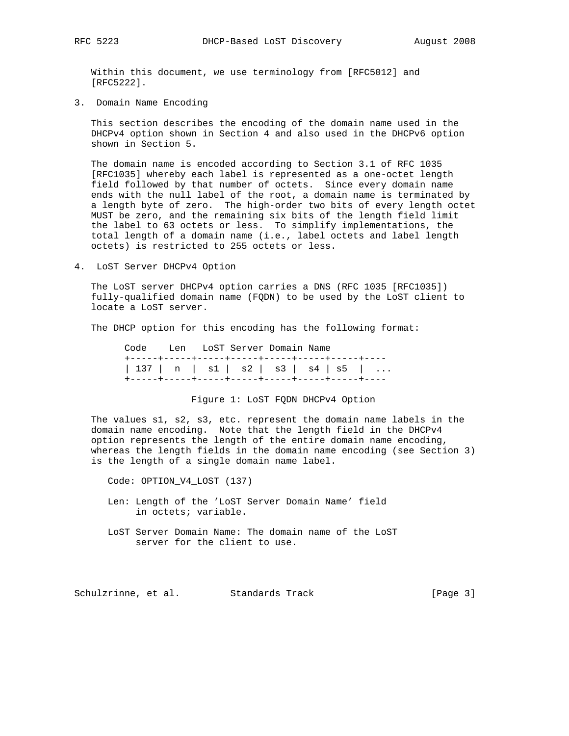Within this document, we use terminology from [RFC5012] and [RFC5222].

## 3. Domain Name Encoding

This section describes the encoding of the domain name used in the DHCPv4 option shown in Section 4 and also used in the DHCPv6 option shown in Section 5.

The domain name is encoded according to Section 3.1 of RFC 1035 [RFC1035] whereby each label is represented as a one-octet length field followed by that number of octets. Since every domain name ends with the null label of the root, a domain name is terminated by a length byte of zero. The high-order two bits of every length octet MUST be zero, and the remaining six bits of the length field limit the label to 63 octets or less. To simplify implementations, the total length of a domain name (i.e., label octets and label length octets) is restricted to 255 octets or less.

## 4. LoST Server DHCPv4 Option

The LoST server DHCPv4 option carries a DNS (RFC 1035 [RFC1035]) fully-qualified domain name (FQDN) to be used by the LoST client to locate a LoST server.

The DHCP option for this encoding has the following format:

```
 Code    Len   LoST Server Domain Name
+-----+-----+-----+-----+-----+-----+-----+----
| 137 |  n  |  s1 |  s2 |  s3 |  s4 | s5  |  ...
+-----+-----+-----+-----+-----+-----+-----+----
```

Figure 1: LoST FQDN DHCPv4 Option

The values s1, s2, s3, etc. represent the domain name labels in the domain name encoding. Note that the length field in the DHCPv4 option represents the length of the entire domain name encoding, whereas the length fields in the domain name encoding (see Section 3) is the length of a single domain name label.

Code: OPTION_V4_LOST (137)

Len: Length of the 'LoST Server Domain Name' field in octets; variable.

LoST Server Domain Name: The domain name of the LoST server for the client to use.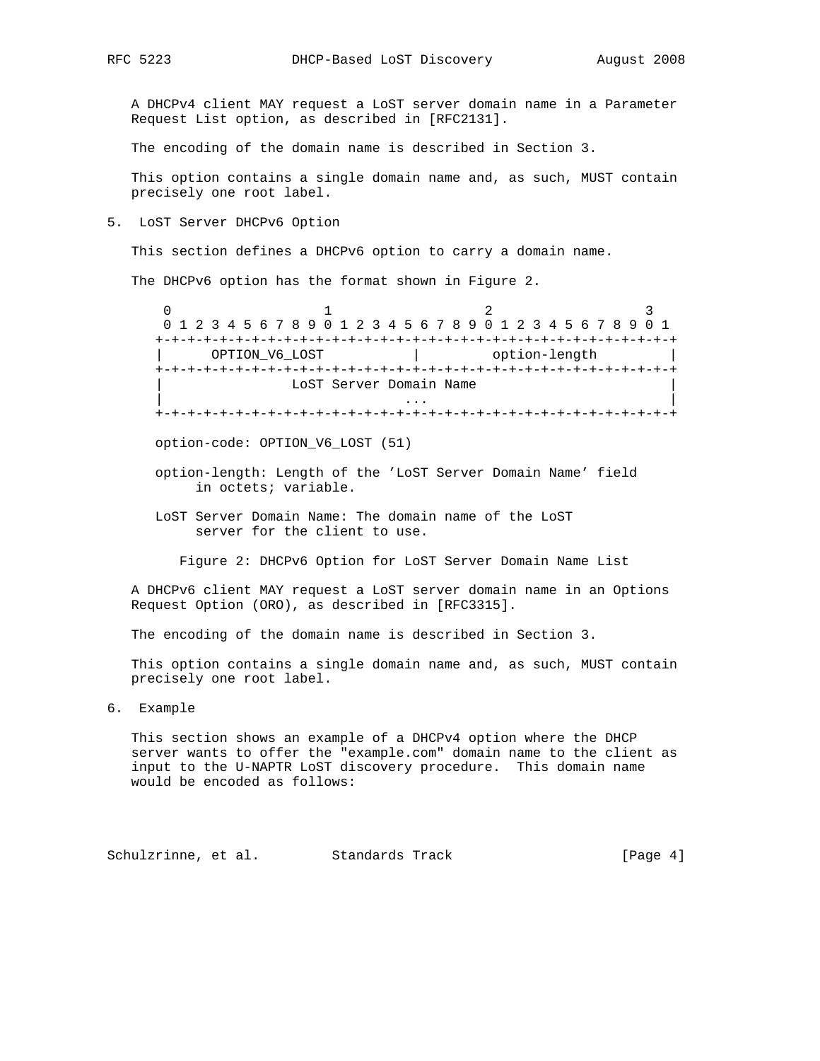A DHCPv4 client MAY request a LoST server domain name in a Parameter Request List option, as described in [RFC2131].

The encoding of the domain name is described in Section 3.

This option contains a single domain name and, as such, MUST contain precisely one root label.

## 5. LoST Server DHCPv6 Option

This section defines a DHCPv6 option to carry a domain name.

The DHCPv6 option has the format shown in Figure 2.

```
 0                   1                   2                   3
 0 1 2 3 4 5 6 7 8 9 0 1 2 3 4 5 6 7 8 9 0 1 2 3 4 5 6 7 8 9 0 1
+-+-+-+-+-+-+-+-+-+-+-+-+-+-+-+-+-+-+-+-+-+-+-+-+-+-+-+-+-+-+-+-+
|      OPTION_V6_LOST           |         option-length         |
+-+-+-+-+-+-+-+-+-+-+-+-+-+-+-+-+-+-+-+-+-+-+-+-+-+-+-+-+-+-+-+-+
|                 LoST Server Domain Name                       |
|                              ...                              |
+-+-+-+-+-+-+-+-+-+-+-+-+-+-+-+-+-+-+-+-+-+-+-+-+-+-+-+-+-+-+-+-+
```

option-code: OPTION_V6_LOST (51)

option-length: Length of the 'LoST Server Domain Name' field in octets; variable.

LoST Server Domain Name: The domain name of the LoST server for the client to use.

Figure 2: DHCPv6 Option for LoST Server Domain Name List

A DHCPv6 client MAY request a LoST server domain name in an Options Request Option (ORO), as described in [RFC3315].

The encoding of the domain name is described in Section 3.

This option contains a single domain name and, as such, MUST contain precisely one root label.

## 6. Example

This section shows an example of a DHCPv4 option where the DHCP server wants to offer the "example.com" domain name to the client as input to the U-NAPTR LoST discovery procedure. This domain name would be encoded as follows: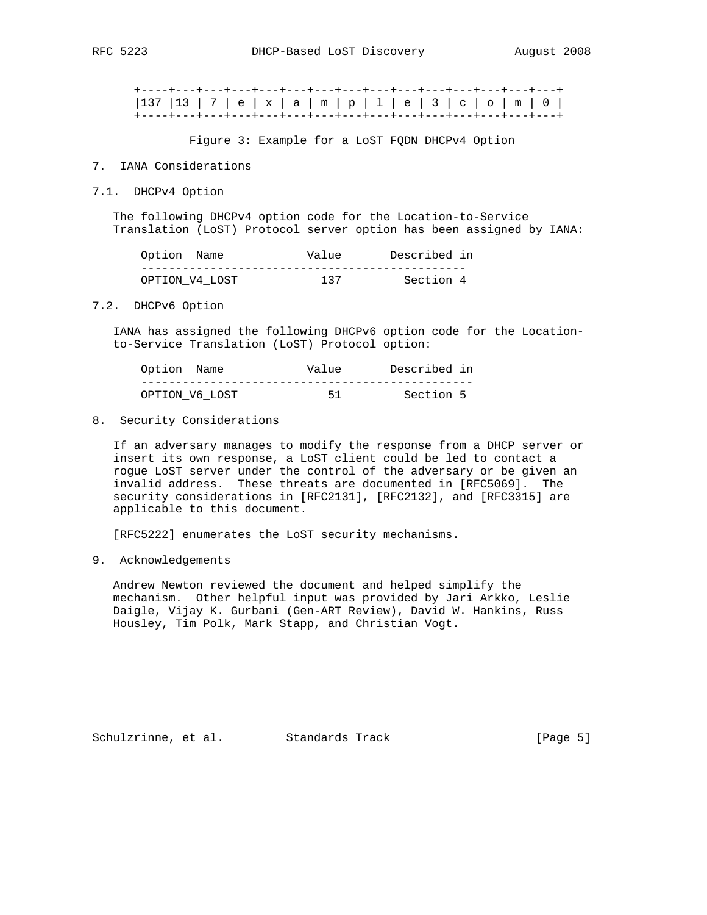```
+----+---+---+---+---+---+---+---+---+---+---+---+---+---+---+
|137 |13 | 7 | e | x | a | m | p | l | e | 3 | c | o | m | 0 |
+----+---+---+---+---+---+---+---+---+---+---+---+---+---+---+
```

Figure 3: Example for a LoST FQDN DHCPv4 Option

# 7. IANA Considerations

## 7.1. DHCPv4 Option

The following DHCPv4 option code for the Location-to-Service Translation (LoST) Protocol server option has been assigned by IANA:

| Option Name | Value | Described in |
|---|---|---|
| OPTION_V4_LOST | 137 | Section 4 |

## 7.2. DHCPv6 Option

IANA has assigned the following DHCPv6 option code for the Location-to-Service Translation (LoST) Protocol option:

| Option Name | Value | Described in |
|---|---|---|
| OPTION_V6_LOST | 51 | Section 5 |

# 8. Security Considerations

If an adversary manages to modify the response from a DHCP server or insert its own response, a LoST client could be led to contact a rogue LoST server under the control of the adversary or be given an invalid address. These threats are documented in [RFC5069]. The security considerations in [RFC2131], [RFC2132], and [RFC3315] are applicable to this document.

[RFC5222] enumerates the LoST security mechanisms.

# 9. Acknowledgements

Andrew Newton reviewed the document and helped simplify the mechanism. Other helpful input was provided by Jari Arkko, Leslie Daigle, Vijay K. Gurbani (Gen-ART Review), David W. Hankins, Russ Housley, Tim Polk, Mark Stapp, and Christian Vogt.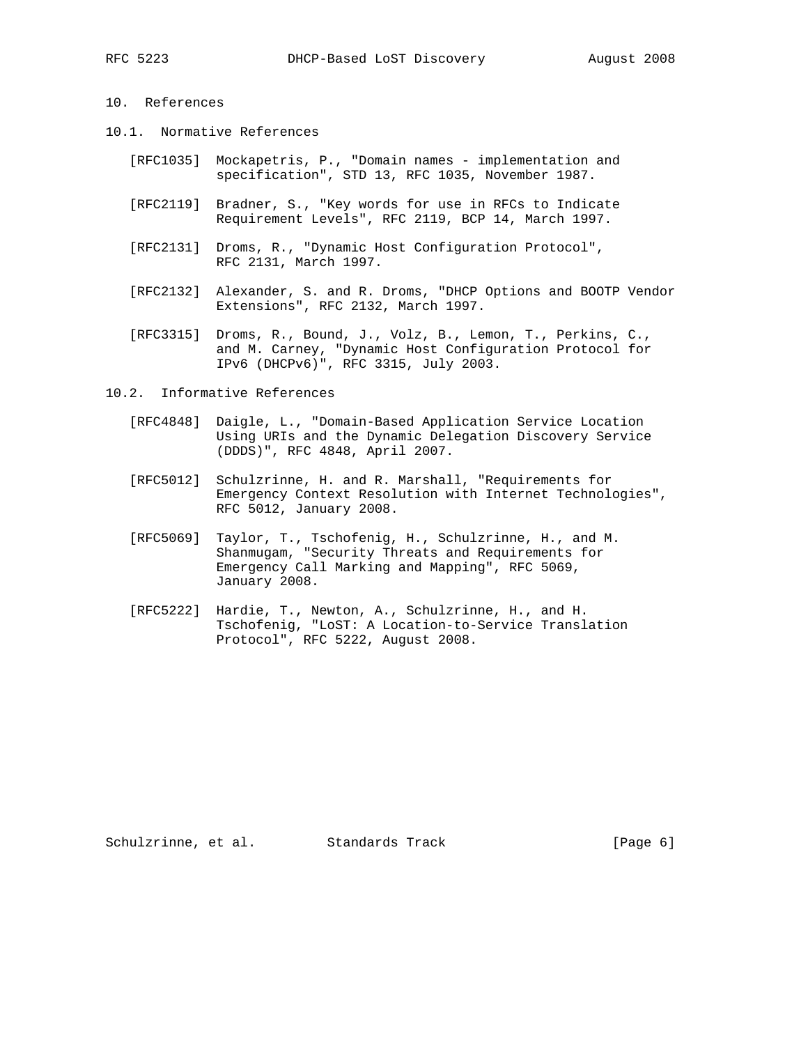# 10. References

## 10.1. Normative References

[RFC1035] Mockapetris, P., "Domain names - implementation and specification", STD 13, RFC 1035, November 1987.

[RFC2119] Bradner, S., "Key words for use in RFCs to Indicate Requirement Levels", RFC 2119, BCP 14, March 1997.

[RFC2131] Droms, R., "Dynamic Host Configuration Protocol", RFC 2131, March 1997.

[RFC2132] Alexander, S. and R. Droms, "DHCP Options and BOOTP Vendor Extensions", RFC 2132, March 1997.

[RFC3315] Droms, R., Bound, J., Volz, B., Lemon, T., Perkins, C., and M. Carney, "Dynamic Host Configuration Protocol for IPv6 (DHCPv6)", RFC 3315, July 2003.

## 10.2. Informative References

[RFC4848] Daigle, L., "Domain-Based Application Service Location Using URIs and the Dynamic Delegation Discovery Service (DDDS)", RFC 4848, April 2007.

[RFC5012] Schulzrinne, H. and R. Marshall, "Requirements for Emergency Context Resolution with Internet Technologies", RFC 5012, January 2008.

[RFC5069] Taylor, T., Tschofenig, H., Schulzrinne, H., and M. Shanmugam, "Security Threats and Requirements for Emergency Call Marking and Mapping", RFC 5069, January 2008.

[RFC5222] Hardie, T., Newton, A., Schulzrinne, H., and H. Tschofenig, "LoST: A Location-to-Service Translation Protocol", RFC 5222, August 2008.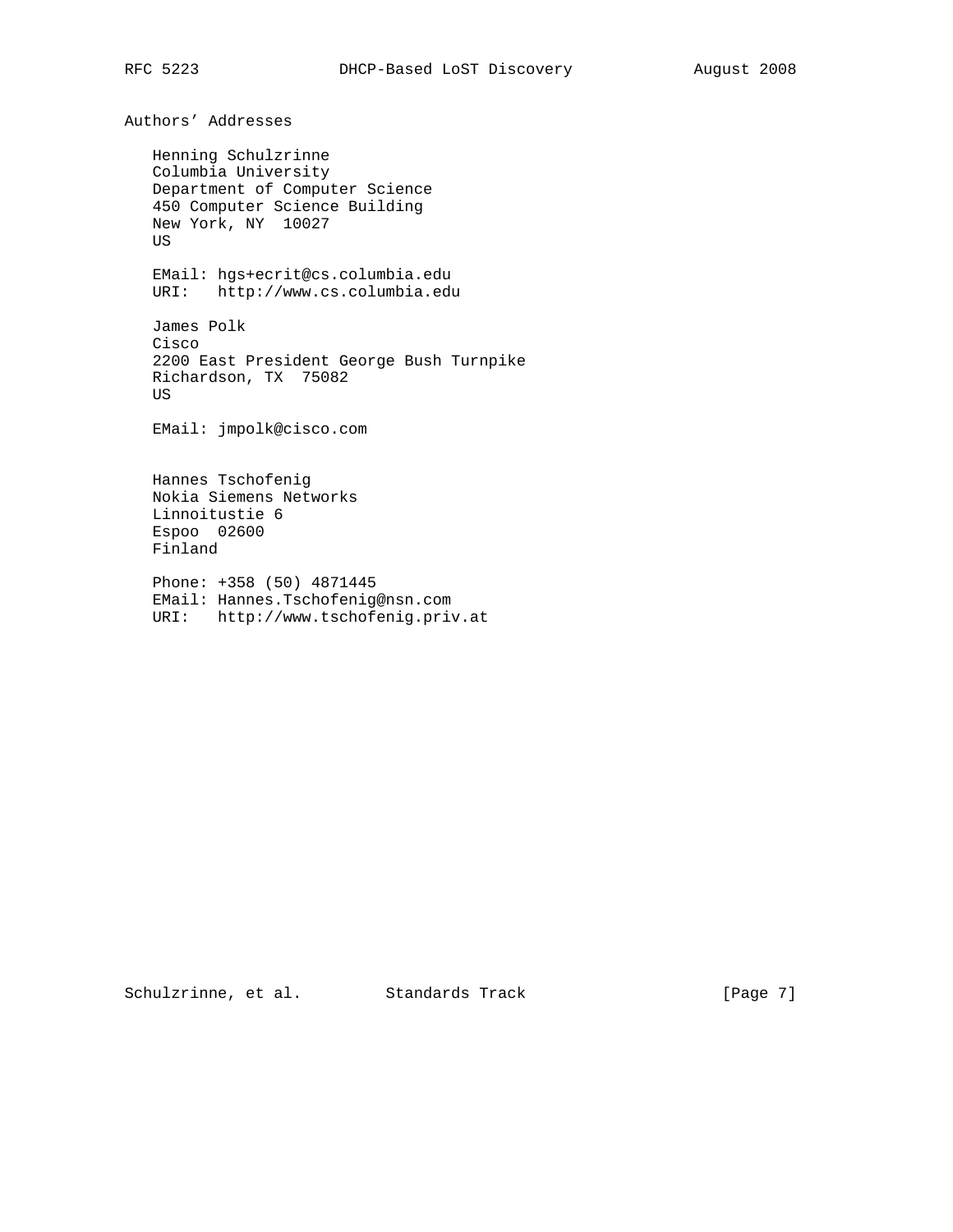## Authors' Addresses

Henning Schulzrinne
Columbia University
Department of Computer Science
450 Computer Science Building
New York, NY  10027
US

EMail: hgs+ecrit@cs.columbia.edu
URI:   http://www.cs.columbia.edu

James Polk
Cisco
2200 East President George Bush Turnpike
Richardson, TX  75082
US

EMail: jmpolk@cisco.com

Hannes Tschofenig
Nokia Siemens Networks
Linnoitustie 6
Espoo  02600
Finland

Phone: +358 (50) 4871445
EMail: Hannes.Tschofenig@nsn.com
URI:   http://www.tschofenig.priv.at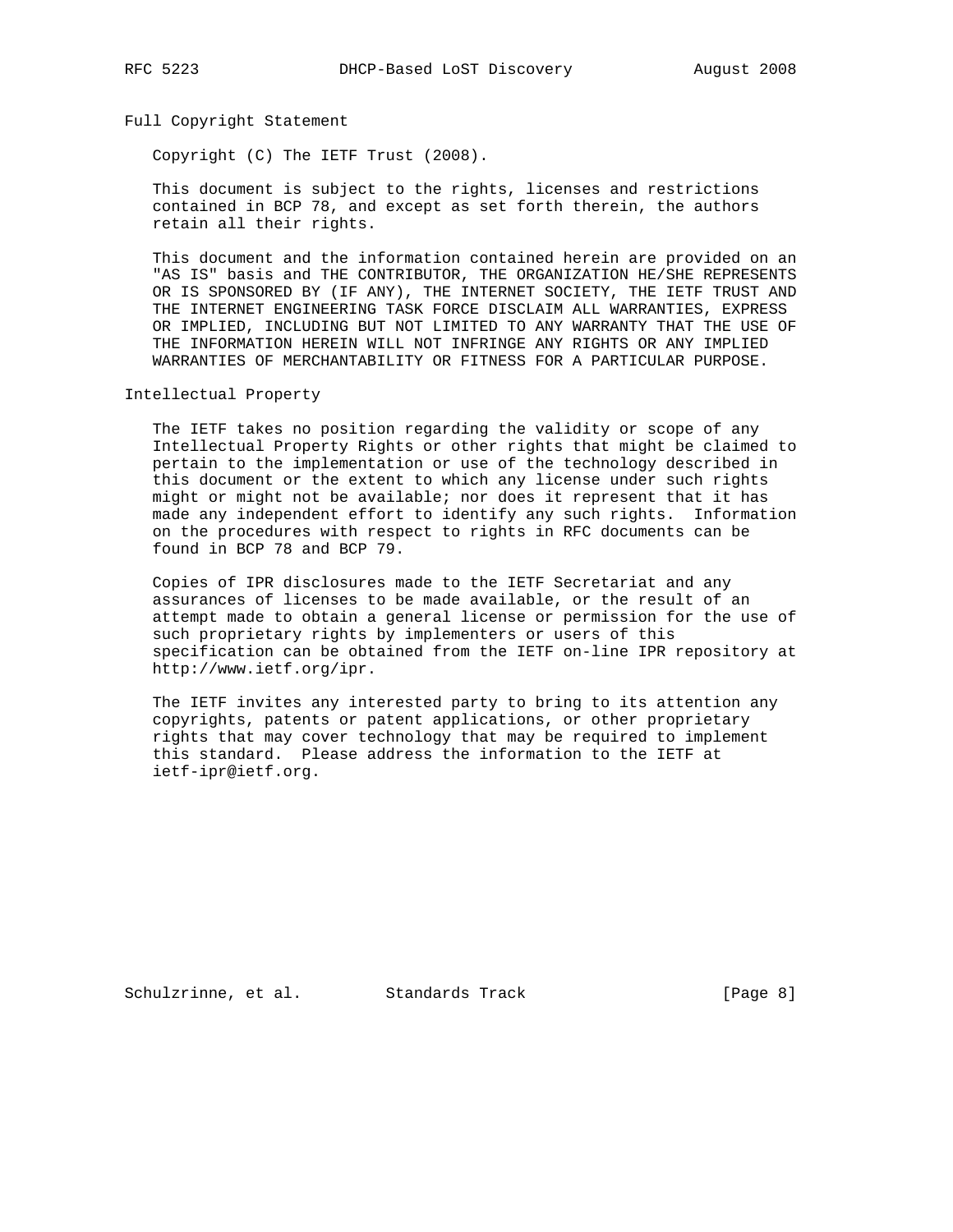## Full Copyright Statement

Copyright (C) The IETF Trust (2008).

This document is subject to the rights, licenses and restrictions contained in BCP 78, and except as set forth therein, the authors retain all their rights.

This document and the information contained herein are provided on an "AS IS" basis and THE CONTRIBUTOR, THE ORGANIZATION HE/SHE REPRESENTS OR IS SPONSORED BY (IF ANY), THE INTERNET SOCIETY, THE IETF TRUST AND THE INTERNET ENGINEERING TASK FORCE DISCLAIM ALL WARRANTIES, EXPRESS OR IMPLIED, INCLUDING BUT NOT LIMITED TO ANY WARRANTY THAT THE USE OF THE INFORMATION HEREIN WILL NOT INFRINGE ANY RIGHTS OR ANY IMPLIED WARRANTIES OF MERCHANTABILITY OR FITNESS FOR A PARTICULAR PURPOSE.

## Intellectual Property

The IETF takes no position regarding the validity or scope of any Intellectual Property Rights or other rights that might be claimed to pertain to the implementation or use of the technology described in this document or the extent to which any license under such rights might or might not be available; nor does it represent that it has made any independent effort to identify any such rights. Information on the procedures with respect to rights in RFC documents can be found in BCP 78 and BCP 79.

Copies of IPR disclosures made to the IETF Secretariat and any assurances of licenses to be made available, or the result of an attempt made to obtain a general license or permission for the use of such proprietary rights by implementers or users of this specification can be obtained from the IETF on-line IPR repository at http://www.ietf.org/ipr.

The IETF invites any interested party to bring to its attention any copyrights, patents or patent applications, or other proprietary rights that may cover technology that may be required to implement this standard. Please address the information to the IETF at ietf-ipr@ietf.org.